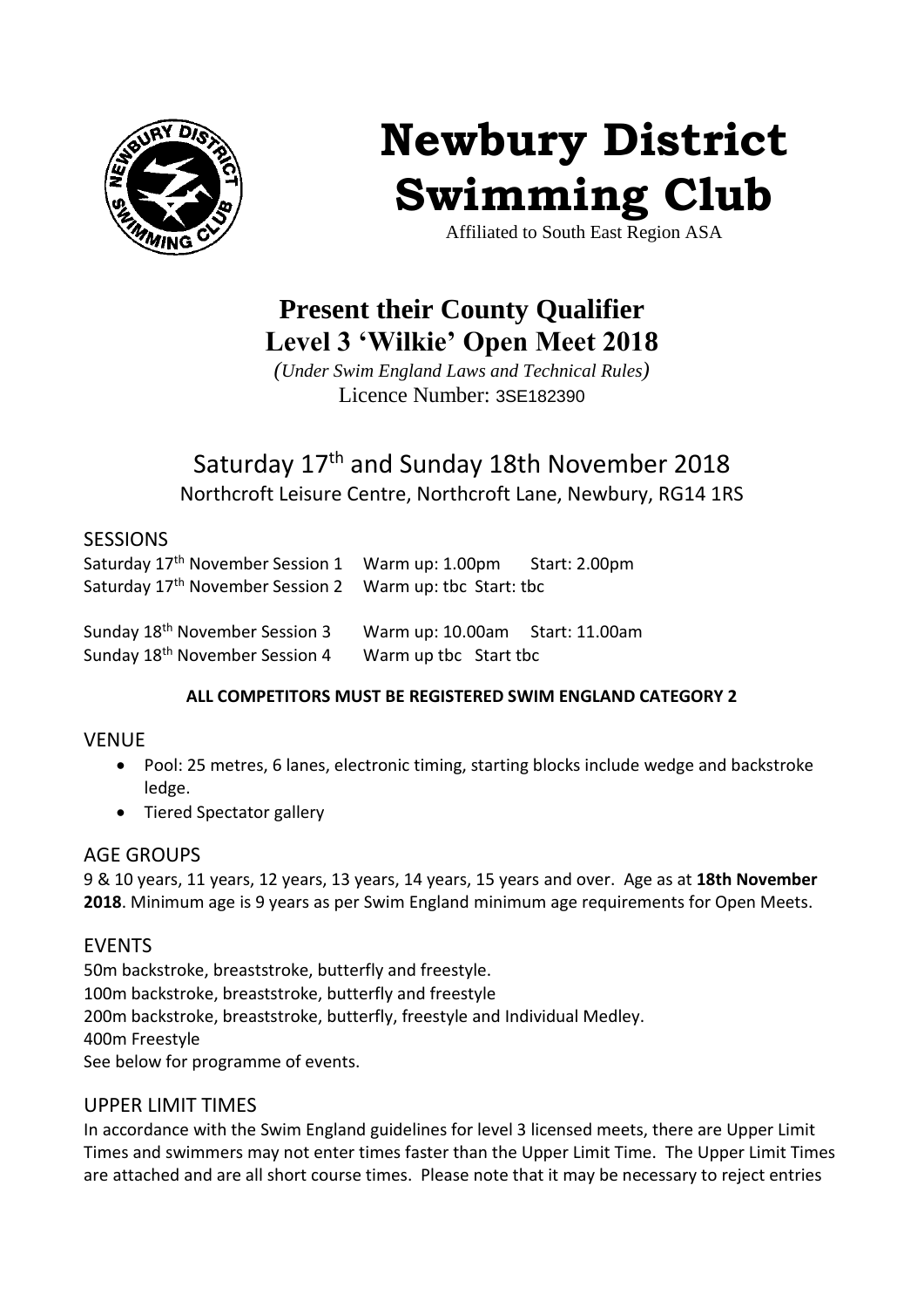# Newbury District Swimming Club

Affiliated to South East Region ASA

## Present their County Qualifier
## Level 3 'Wilkie' Open Meet 2018

*(Under Swim England Laws and Technical Rules)*

Licence Number: 3SE182390

### Saturday 17th and Sunday 18th November 2018

Northcroft Leisure Centre, Northcroft Lane, Newbury, RG14 1RS

## SESSIONS

| | | |
|---|---|---|
| Saturday 17th November Session 1 | Warm up: 1.00pm | Start: 2.00pm |
| Saturday 17th November Session 2 | Warm up: tbc | Start: tbc |
| Sunday 18th November Session 3 | Warm up: 10.00am | Start: 11.00am |
| Sunday 18th November Session 4 | Warm up tbc | Start tbc |

**ALL COMPETITORS MUST BE REGISTERED SWIM ENGLAND CATEGORY 2**

## VENUE

- Pool: 25 metres, 6 lanes, electronic timing, starting blocks include wedge and backstroke ledge.
- Tiered Spectator gallery

## AGE GROUPS

9 & 10 years, 11 years, 12 years, 13 years, 14 years, 15 years and over. Age as at **18th November 2018**. Minimum age is 9 years as per Swim England minimum age requirements for Open Meets.

## EVENTS

50m backstroke, breaststroke, butterfly and freestyle.
100m backstroke, breaststroke, butterfly and freestyle
200m backstroke, breaststroke, butterfly, freestyle and Individual Medley.
400m Freestyle
See below for programme of events.

## UPPER LIMIT TIMES

In accordance with the Swim England guidelines for level 3 licensed meets, there are Upper Limit Times and swimmers may not enter times faster than the Upper Limit Time. The Upper Limit Times are attached and are all short course times. Please note that it may be necessary to reject entries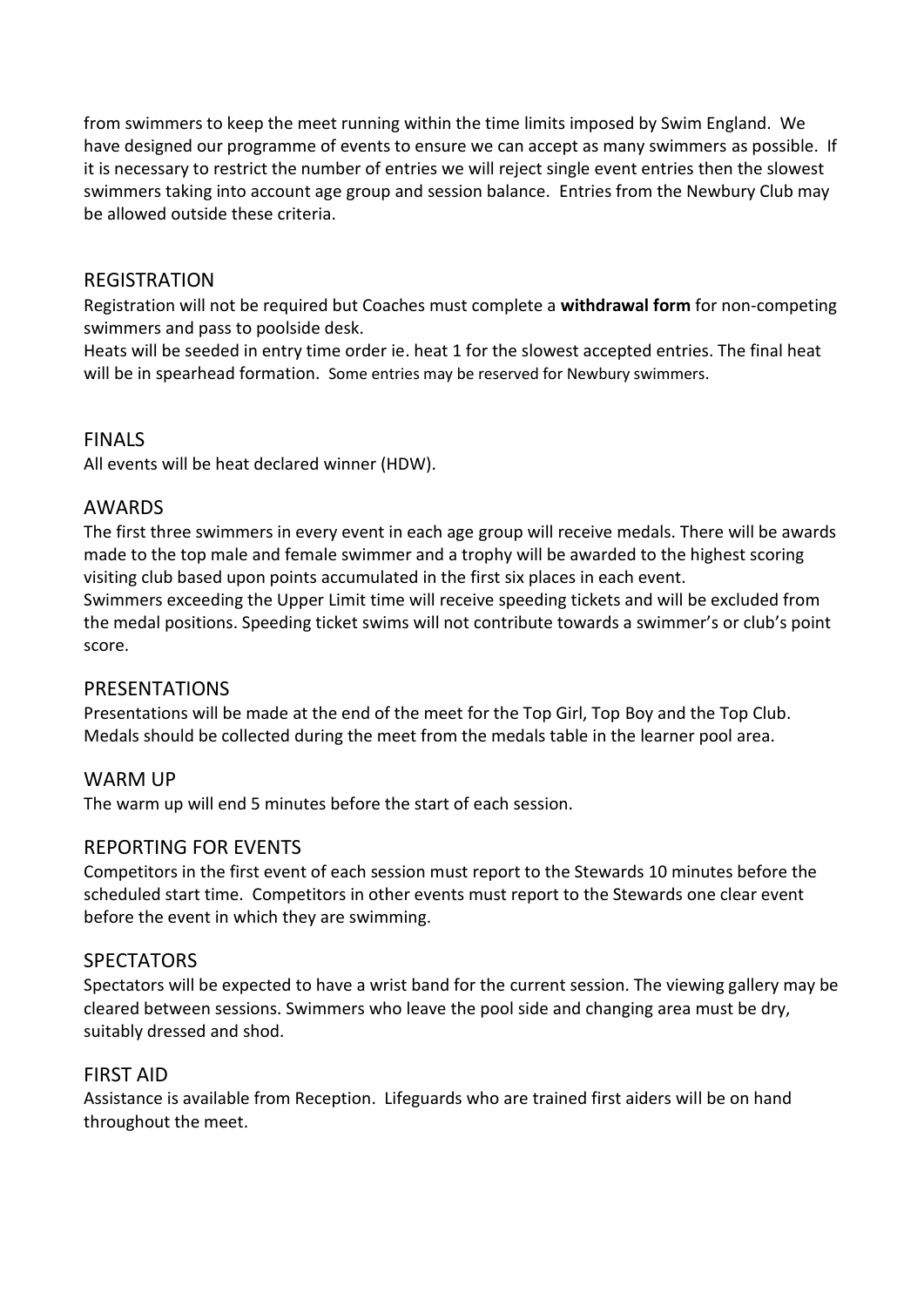from swimmers to keep the meet running within the time limits imposed by Swim England. We have designed our programme of events to ensure we can accept as many swimmers as possible. If it is necessary to restrict the number of entries we will reject single event entries then the slowest swimmers taking into account age group and session balance. Entries from the Newbury Club may be allowed outside these criteria.

## REGISTRATION

Registration will not be required but Coaches must complete a **withdrawal form** for non-competing swimmers and pass to poolside desk.

Heats will be seeded in entry time order ie. heat 1 for the slowest accepted entries. The final heat will be in spearhead formation. Some entries may be reserved for Newbury swimmers.

## FINALS

All events will be heat declared winner (HDW).

## AWARDS

The first three swimmers in every event in each age group will receive medals. There will be awards made to the top male and female swimmer and a trophy will be awarded to the highest scoring visiting club based upon points accumulated in the first six places in each event.

Swimmers exceeding the Upper Limit time will receive speeding tickets and will be excluded from the medal positions. Speeding ticket swims will not contribute towards a swimmer's or club's point score.

## PRESENTATIONS

Presentations will be made at the end of the meet for the Top Girl, Top Boy and the Top Club. Medals should be collected during the meet from the medals table in the learner pool area.

## WARM UP

The warm up will end 5 minutes before the start of each session.

## REPORTING FOR EVENTS

Competitors in the first event of each session must report to the Stewards 10 minutes before the scheduled start time. Competitors in other events must report to the Stewards one clear event before the event in which they are swimming.

## SPECTATORS

Spectators will be expected to have a wrist band for the current session. The viewing gallery may be cleared between sessions. Swimmers who leave the pool side and changing area must be dry, suitably dressed and shod.

## FIRST AID

Assistance is available from Reception. Lifeguards who are trained first aiders will be on hand throughout the meet.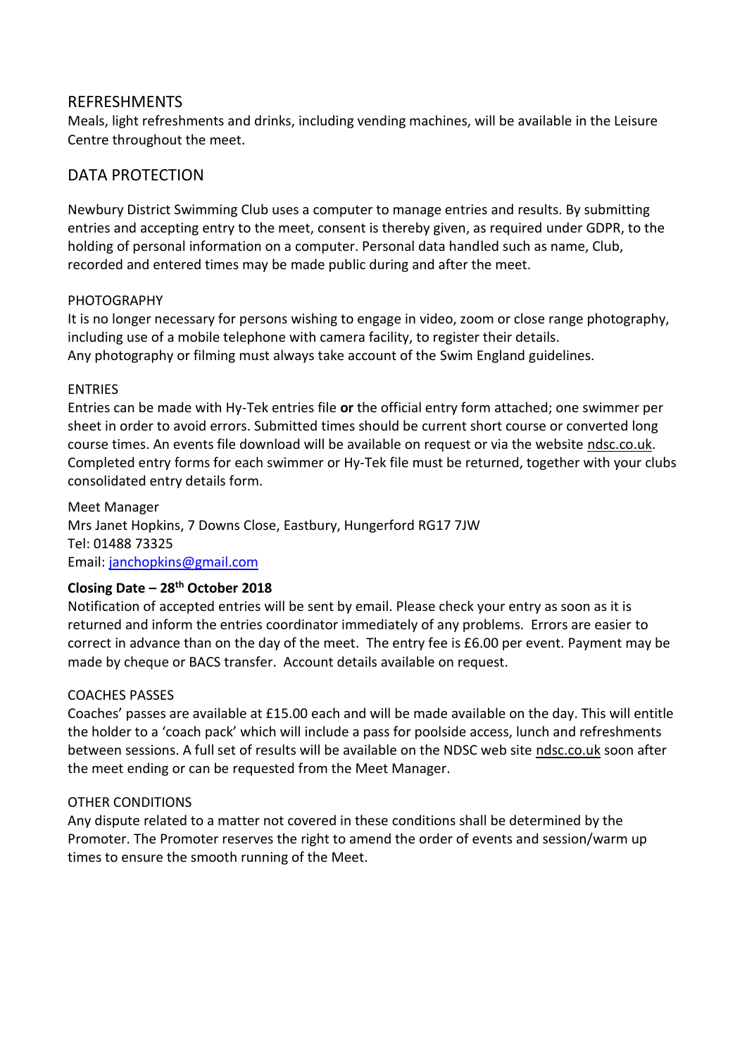## REFRESHMENTS

Meals, light refreshments and drinks, including vending machines, will be available in the Leisure Centre throughout the meet.

## DATA PROTECTION

Newbury District Swimming Club uses a computer to manage entries and results. By submitting entries and accepting entry to the meet, consent is thereby given, as required under GDPR, to the holding of personal information on a computer. Personal data handled such as name, Club, recorded and entered times may be made public during and after the meet.

### PHOTOGRAPHY

It is no longer necessary for persons wishing to engage in video, zoom or close range photography, including use of a mobile telephone with camera facility, to register their details.
Any photography or filming must always take account of the Swim England guidelines.

### ENTRIES

Entries can be made with Hy-Tek entries file **or** the official entry form attached; one swimmer per sheet in order to avoid errors. Submitted times should be current short course or converted long course times. An events file download will be available on request or via the website ndsc.co.uk. Completed entry forms for each swimmer or Hy-Tek file must be returned, together with your clubs consolidated entry details form.

Meet Manager
Mrs Janet Hopkins, 7 Downs Close, Eastbury, Hungerford RG17 7JW
Tel: 01488 73325
Email: janchopkins@gmail.com

**Closing Date – 28th October 2018**

Notification of accepted entries will be sent by email. Please check your entry as soon as it is returned and inform the entries coordinator immediately of any problems. Errors are easier to correct in advance than on the day of the meet. The entry fee is £6.00 per event. Payment may be made by cheque or BACS transfer. Account details available on request.

### COACHES PASSES

Coaches' passes are available at £15.00 each and will be made available on the day. This will entitle the holder to a 'coach pack' which will include a pass for poolside access, lunch and refreshments between sessions. A full set of results will be available on the NDSC web site ndsc.co.uk soon after the meet ending or can be requested from the Meet Manager.

### OTHER CONDITIONS

Any dispute related to a matter not covered in these conditions shall be determined by the Promoter. The Promoter reserves the right to amend the order of events and session/warm up times to ensure the smooth running of the Meet.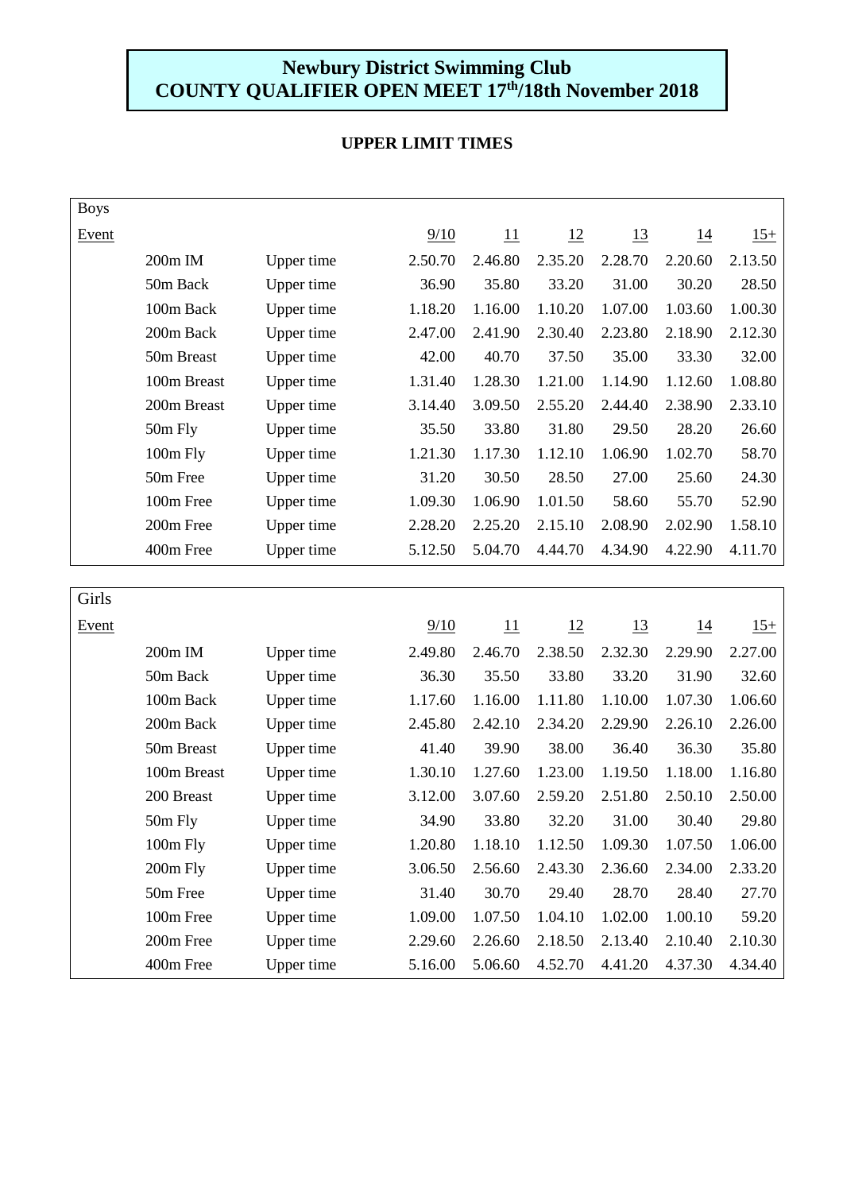# Newbury District Swimming Club
# COUNTY QUALIFIER OPEN MEET 17th/18th November 2018

**UPPER LIMIT TIMES**

| Boys | | | | | | | | |
|---|---|---|---|---|---|---|---|---|
| Event | | | 9/10 | 11 | 12 | 13 | 14 | 15+ |
| | 200m IM | Upper time | 2.50.70 | 2.46.80 | 2.35.20 | 2.28.70 | 2.20.60 | 2.13.50 |
| | 50m Back | Upper time | 36.90 | 35.80 | 33.20 | 31.00 | 30.20 | 28.50 |
| | 100m Back | Upper time | 1.18.20 | 1.16.00 | 1.10.20 | 1.07.00 | 1.03.60 | 1.00.30 |
| | 200m Back | Upper time | 2.47.00 | 2.41.90 | 2.30.40 | 2.23.80 | 2.18.90 | 2.12.30 |
| | 50m Breast | Upper time | 42.00 | 40.70 | 37.50 | 35.00 | 33.30 | 32.00 |
| | 100m Breast | Upper time | 1.31.40 | 1.28.30 | 1.21.00 | 1.14.90 | 1.12.60 | 1.08.80 |
| | 200m Breast | Upper time | 3.14.40 | 3.09.50 | 2.55.20 | 2.44.40 | 2.38.90 | 2.33.10 |
| | 50m Fly | Upper time | 35.50 | 33.80 | 31.80 | 29.50 | 28.20 | 26.60 |
| | 100m Fly | Upper time | 1.21.30 | 1.17.30 | 1.12.10 | 1.06.90 | 1.02.70 | 58.70 |
| | 50m Free | Upper time | 31.20 | 30.50 | 28.50 | 27.00 | 25.60 | 24.30 |
| | 100m Free | Upper time | 1.09.30 | 1.06.90 | 1.01.50 | 58.60 | 55.70 | 52.90 |
| | 200m Free | Upper time | 2.28.20 | 2.25.20 | 2.15.10 | 2.08.90 | 2.02.90 | 1.58.10 |
| | 400m Free | Upper time | 5.12.50 | 5.04.70 | 4.44.70 | 4.34.90 | 4.22.90 | 4.11.70 |

| Girls | | | | | | | | |
|---|---|---|---|---|---|---|---|---|
| Event | | | 9/10 | 11 | 12 | 13 | 14 | 15+ |
| | 200m IM | Upper time | 2.49.80 | 2.46.70 | 2.38.50 | 2.32.30 | 2.29.90 | 2.27.00 |
| | 50m Back | Upper time | 36.30 | 35.50 | 33.80 | 33.20 | 31.90 | 32.60 |
| | 100m Back | Upper time | 1.17.60 | 1.16.00 | 1.11.80 | 1.10.00 | 1.07.30 | 1.06.60 |
| | 200m Back | Upper time | 2.45.80 | 2.42.10 | 2.34.20 | 2.29.90 | 2.26.10 | 2.26.00 |
| | 50m Breast | Upper time | 41.40 | 39.90 | 38.00 | 36.40 | 36.30 | 35.80 |
| | 100m Breast | Upper time | 1.30.10 | 1.27.60 | 1.23.00 | 1.19.50 | 1.18.00 | 1.16.80 |
| | 200 Breast | Upper time | 3.12.00 | 3.07.60 | 2.59.20 | 2.51.80 | 2.50.10 | 2.50.00 |
| | 50m Fly | Upper time | 34.90 | 33.80 | 32.20 | 31.00 | 30.40 | 29.80 |
| | 100m Fly | Upper time | 1.20.80 | 1.18.10 | 1.12.50 | 1.09.30 | 1.07.50 | 1.06.00 |
| | 200m Fly | Upper time | 3.06.50 | 2.56.60 | 2.43.30 | 2.36.60 | 2.34.00 | 2.33.20 |
| | 50m Free | Upper time | 31.40 | 30.70 | 29.40 | 28.70 | 28.40 | 27.70 |
| | 100m Free | Upper time | 1.09.00 | 1.07.50 | 1.04.10 | 1.02.00 | 1.00.10 | 59.20 |
| | 200m Free | Upper time | 2.29.60 | 2.26.60 | 2.18.50 | 2.13.40 | 2.10.40 | 2.10.30 |
| | 400m Free | Upper time | 5.16.00 | 5.06.60 | 4.52.70 | 4.41.20 | 4.37.30 | 4.34.40 |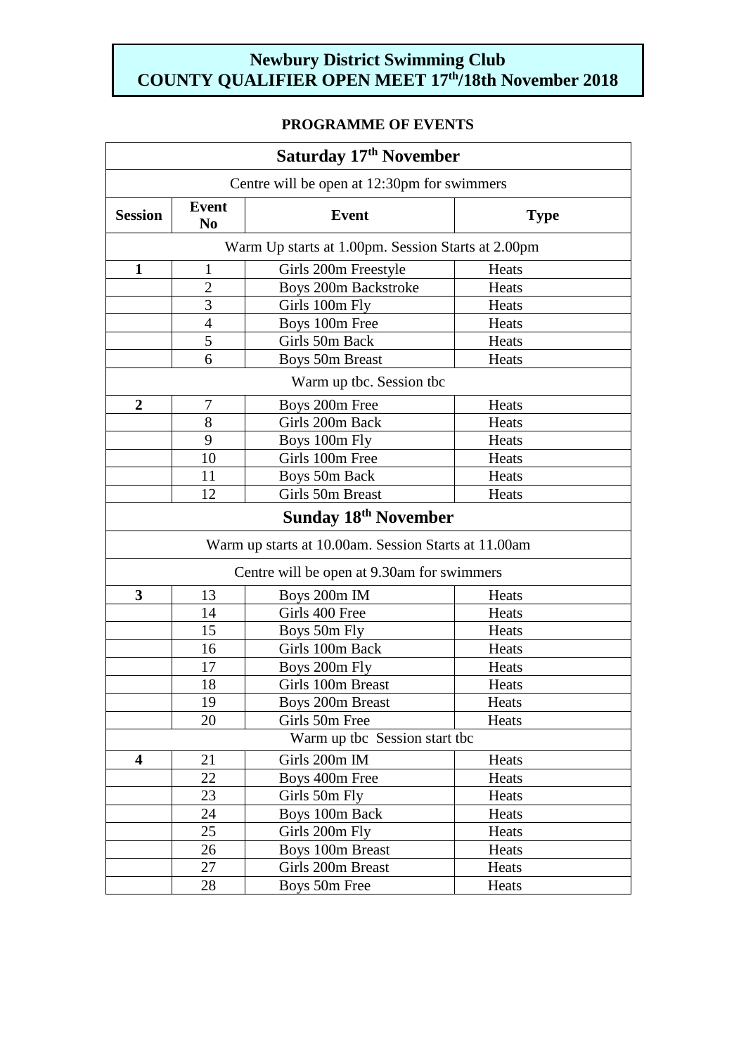# Newbury District Swimming Club
# COUNTY QUALIFIER OPEN MEET 17th/18th November 2018

## PROGRAMME OF EVENTS

| **Saturday 17th November** | | | |
|---|---|---|---|
| Centre will be open at 12:30pm for swimmers | | | |
| **Session** | **Event No** | **Event** | **Type** |
| Warm Up starts at 1.00pm. Session Starts at 2.00pm | | | |
| **1** | 1 | Girls 200m Freestyle | Heats |
| | 2 | Boys 200m Backstroke | Heats |
| | 3 | Girls 100m Fly | Heats |
| | 4 | Boys 100m Free | Heats |
| | 5 | Girls 50m Back | Heats |
| | 6 | Boys 50m Breast | Heats |
| Warm up tbc. Session tbc | | | |
| **2** | 7 | Boys 200m Free | Heats |
| | 8 | Girls 200m Back | Heats |
| | 9 | Boys 100m Fly | Heats |
| | 10 | Girls 100m Free | Heats |
| | 11 | Boys 50m Back | Heats |
| | 12 | Girls 50m Breast | Heats |
| **Sunday 18th November** | | | |
| Warm up starts at 10.00am. Session Starts at 11.00am | | | |
| Centre will be open at 9.30am for swimmers | | | |
| **3** | 13 | Boys 200m IM | Heats |
| | 14 | Girls 400 Free | Heats |
| | 15 | Boys 50m Fly | Heats |
| | 16 | Girls 100m Back | Heats |
| | 17 | Boys 200m Fly | Heats |
| | 18 | Girls 100m Breast | Heats |
| | 19 | Boys 200m Breast | Heats |
| | 20 | Girls 50m Free | Heats |
| Warm up tbc Session start tbc | | | |
| **4** | 21 | Girls 200m IM | Heats |
| | 22 | Boys 400m Free | Heats |
| | 23 | Girls 50m Fly | Heats |
| | 24 | Boys 100m Back | Heats |
| | 25 | Girls 200m Fly | Heats |
| | 26 | Boys 100m Breast | Heats |
| | 27 | Girls 200m Breast | Heats |
| | 28 | Boys 50m Free | Heats |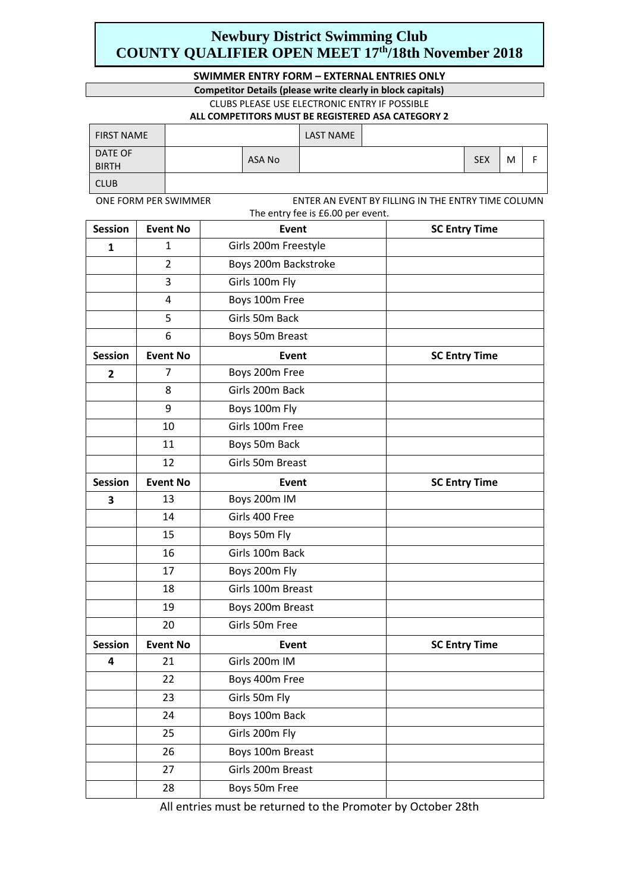# Newbury District Swimming Club
# COUNTY QUALIFIER OPEN MEET 17th/18th November 2018

**SWIMMER ENTRY FORM – EXTERNAL ENTRIES ONLY**

**Competitor Details (please write clearly in block capitals)**

CLUBS PLEASE USE ELECTRONIC ENTRY IF POSSIBLE

**ALL COMPETITORS MUST BE REGISTERED ASA CATEGORY 2**

| FIRST NAME | | | LAST NAME | | | | |
|---|---|---|---|---|---|---|---|
| DATE OF BIRTH | | ASA No | | | SEX | M | F |
| CLUB | | | | | | | |

ONE FORM PER SWIMMER ENTER AN EVENT BY FILLING IN THE ENTRY TIME COLUMN

The entry fee is £6.00 per event.

| Session | Event No | Event | SC Entry Time |
|---|---|---|---|
| **1** | 1 | Girls 200m Freestyle | |
| | 2 | Boys 200m Backstroke | |
| | 3 | Girls 100m Fly | |
| | 4 | Boys 100m Free | |
| | 5 | Girls 50m Back | |
| | 6 | Boys 50m Breast | |
| **Session** | **Event No** | **Event** | **SC Entry Time** |
| **2** | 7 | Boys 200m Free | |
| | 8 | Girls 200m Back | |
| | 9 | Boys 100m Fly | |
| | 10 | Girls 100m Free | |
| | 11 | Boys 50m Back | |
| | 12 | Girls 50m Breast | |
| **Session** | **Event No** | **Event** | **SC Entry Time** |
| **3** | 13 | Boys 200m IM | |
| | 14 | Girls 400 Free | |
| | 15 | Boys 50m Fly | |
| | 16 | Girls 100m Back | |
| | 17 | Boys 200m Fly | |
| | 18 | Girls 100m Breast | |
| | 19 | Boys 200m Breast | |
| | 20 | Girls 50m Free | |
| **Session** | **Event No** | **Event** | **SC Entry Time** |
| **4** | 21 | Girls 200m IM | |
| | 22 | Boys 400m Free | |
| | 23 | Girls 50m Fly | |
| | 24 | Boys 100m Back | |
| | 25 | Girls 200m Fly | |
| | 26 | Boys 100m Breast | |
| | 27 | Girls 200m Breast | |
| | 28 | Boys 50m Free | |

All entries must be returned to the Promoter by October 28th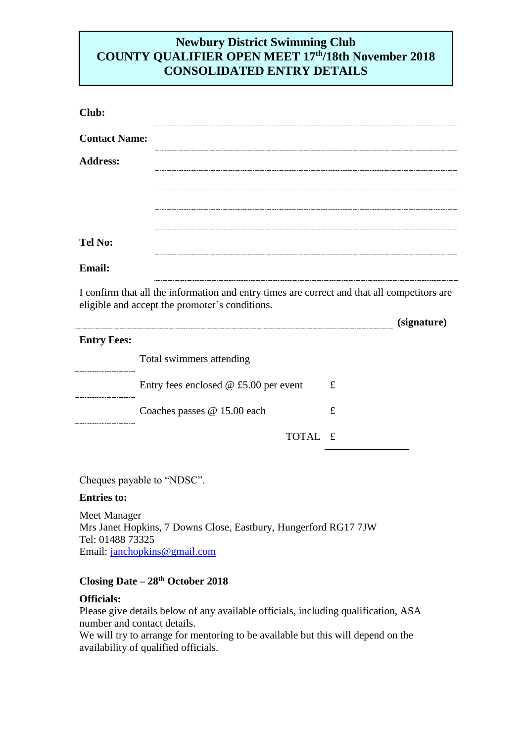# Newbury District Swimming Club
# COUNTY QUALIFIER OPEN MEET 17th/18th November 2018
# CONSOLIDATED ENTRY DETAILS

**Club:** ..............................................................................................

**Contact Name:** ..............................................................................................

**Address:** ..............................................................................................

..............................................................................................

..............................................................................................

..............................................................................................

**Tel No:** ..............................................................................................

**Email:** ..............................................................................................

I confirm that all the information and entry times are correct and that all competitors are eligible and accept the promoter's conditions.

.............................................................................................. **(signature)**

**Entry Fees:**

| | | |
|---|---|---|
| .................... | Total swimmers attending | |
| .................... | Entry fees enclosed @ £5.00 per event | £ |
| .................... | Coaches passes @ 15.00 each | £ |
| | TOTAL | £ |

Cheques payable to "NDSC".

**Entries to:**

Meet Manager
Mrs Janet Hopkins, 7 Downs Close, Eastbury, Hungerford RG17 7JW
Tel: 01488 73325
Email: janchopkins@gmail.com

**Closing Date – 28th October 2018**

**Officials:**
Please give details below of any available officials, including qualification, ASA number and contact details.
We will try to arrange for mentoring to be available but this will depend on the availability of qualified officials.